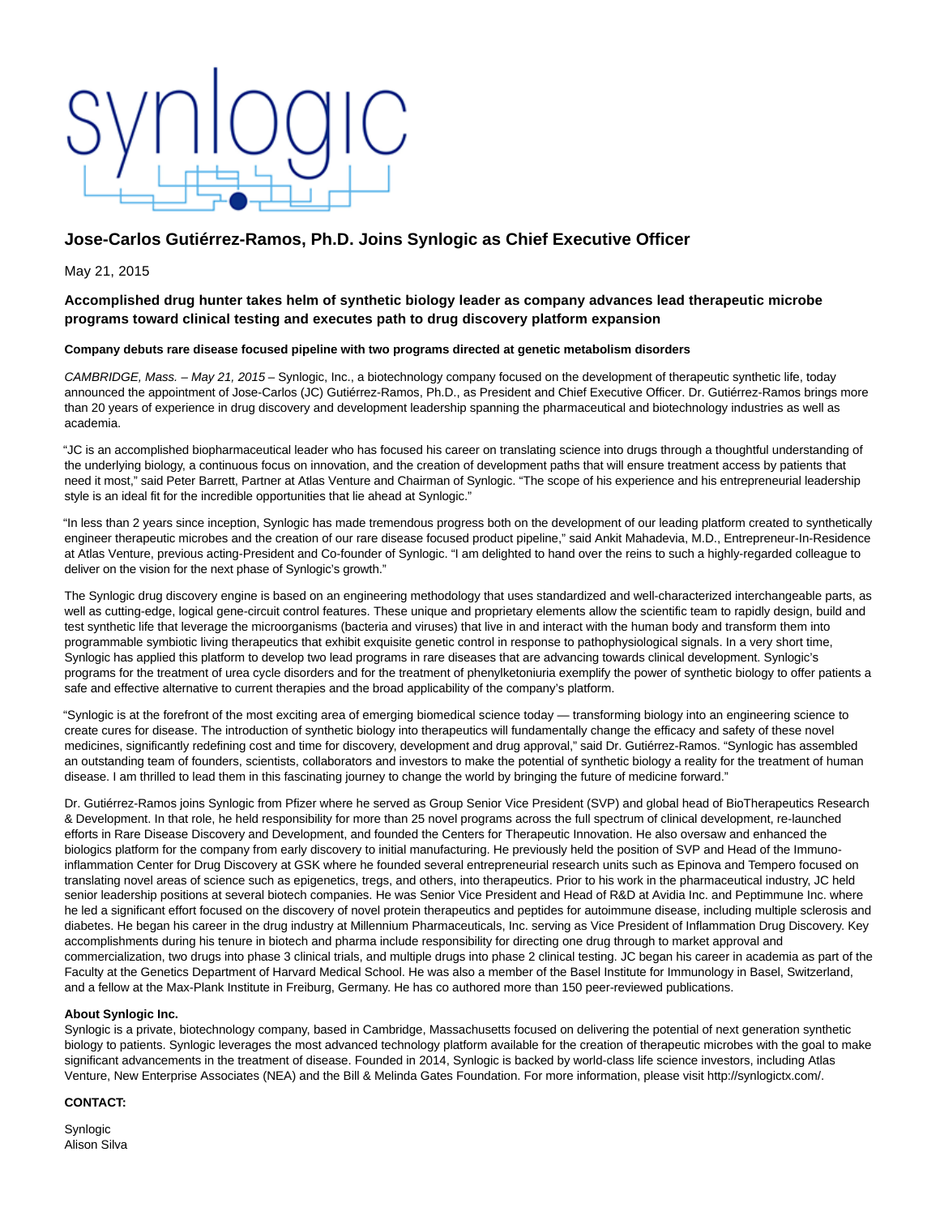# Jose-Carlos Gutiérrez-Ramos, Ph.D. Joins Synlogic as Chief Executive Officer

May 21, 2015

### Accomplished drug hunter takes helm of synthetic biology leader as company advances lead therapeutic microbe programs toward clinical testing and executes path to drug discovery platform expansion

**Company debuts rare disease focused pipeline with two programs directed at genetic metabolism disorders**

*CAMBRIDGE, Mass. – May 21, 2015* – Synlogic, Inc., a biotechnology company focused on the development of therapeutic synthetic life, today announced the appointment of Jose-Carlos (JC) Gutiérrez-Ramos, Ph.D., as President and Chief Executive Officer. Dr. Gutiérrez-Ramos brings more than 20 years of experience in drug discovery and development leadership spanning the pharmaceutical and biotechnology industries as well as academia.

"JC is an accomplished biopharmaceutical leader who has focused his career on translating science into drugs through a thoughtful understanding of the underlying biology, a continuous focus on innovation, and the creation of development paths that will ensure treatment access by patients that need it most," said Peter Barrett, Partner at Atlas Venture and Chairman of Synlogic. "The scope of his experience and his entrepreneurial leadership style is an ideal fit for the incredible opportunities that lie ahead at Synlogic."

"In less than 2 years since inception, Synlogic has made tremendous progress both on the development of our leading platform created to synthetically engineer therapeutic microbes and the creation of our rare disease focused product pipeline," said Ankit Mahadevia, M.D., Entrepreneur-In-Residence at Atlas Venture, previous acting-President and Co-founder of Synlogic. "I am delighted to hand over the reins to such a highly-regarded colleague to deliver on the vision for the next phase of Synlogic's growth."

The Synlogic drug discovery engine is based on an engineering methodology that uses standardized and well-characterized interchangeable parts, as well as cutting-edge, logical gene-circuit control features. These unique and proprietary elements allow the scientific team to rapidly design, build and test synthetic life that leverage the microorganisms (bacteria and viruses) that live in and interact with the human body and transform them into programmable symbiotic living therapeutics that exhibit exquisite genetic control in response to pathophysiological signals. In a very short time, Synlogic has applied this platform to develop two lead programs in rare diseases that are advancing towards clinical development. Synlogic's programs for the treatment of urea cycle disorders and for the treatment of phenylketoniuria exemplify the power of synthetic biology to offer patients a safe and effective alternative to current therapies and the broad applicability of the company's platform.

"Synlogic is at the forefront of the most exciting area of emerging biomedical science today — transforming biology into an engineering science to create cures for disease. The introduction of synthetic biology into therapeutics will fundamentally change the efficacy and safety of these novel medicines, significantly redefining cost and time for discovery, development and drug approval," said Dr. Gutiérrez-Ramos. "Synlogic has assembled an outstanding team of founders, scientists, collaborators and investors to make the potential of synthetic biology a reality for the treatment of human disease. I am thrilled to lead them in this fascinating journey to change the world by bringing the future of medicine forward."

Dr. Gutiérrez-Ramos joins Synlogic from Pfizer where he served as Group Senior Vice President (SVP) and global head of BioTherapeutics Research & Development. In that role, he held responsibility for more than 25 novel programs across the full spectrum of clinical development, re-launched efforts in Rare Disease Discovery and Development, and founded the Centers for Therapeutic Innovation. He also oversaw and enhanced the biologics platform for the company from early discovery to initial manufacturing. He previously held the position of SVP and Head of the Immuno-inflammation Center for Drug Discovery at GSK where he founded several entrepreneurial research units such as Epinova and Tempero focused on translating novel areas of science such as epigenetics, tregs, and others, into therapeutics. Prior to his work in the pharmaceutical industry, JC held senior leadership positions at several biotech companies. He was Senior Vice President and Head of R&D at Avidia Inc. and Peptimmune Inc. where he led a significant effort focused on the discovery of novel protein therapeutics and peptides for autoimmune disease, including multiple sclerosis and diabetes. He began his career in the drug industry at Millennium Pharmaceuticals, Inc. serving as Vice President of Inflammation Drug Discovery. Key accomplishments during his tenure in biotech and pharma include responsibility for directing one drug through to market approval and commercialization, two drugs into phase 3 clinical trials, and multiple drugs into phase 2 clinical testing. JC began his career in academia as part of the Faculty at the Genetics Department of Harvard Medical School. He was also a member of the Basel Institute for Immunology in Basel, Switzerland, and a fellow at the Max-Plank Institute in Freiburg, Germany. He has co authored more than 150 peer-reviewed publications.

**About Synlogic Inc.**

Synlogic is a private, biotechnology company, based in Cambridge, Massachusetts focused on delivering the potential of next generation synthetic biology to patients. Synlogic leverages the most advanced technology platform available for the creation of therapeutic microbes with the goal to make significant advancements in the treatment of disease. Founded in 2014, Synlogic is backed by world-class life science investors, including Atlas Venture, New Enterprise Associates (NEA) and the Bill & Melinda Gates Foundation. For more information, please visit http://synlogictx.com/.

**CONTACT:**

Synlogic
Alison Silva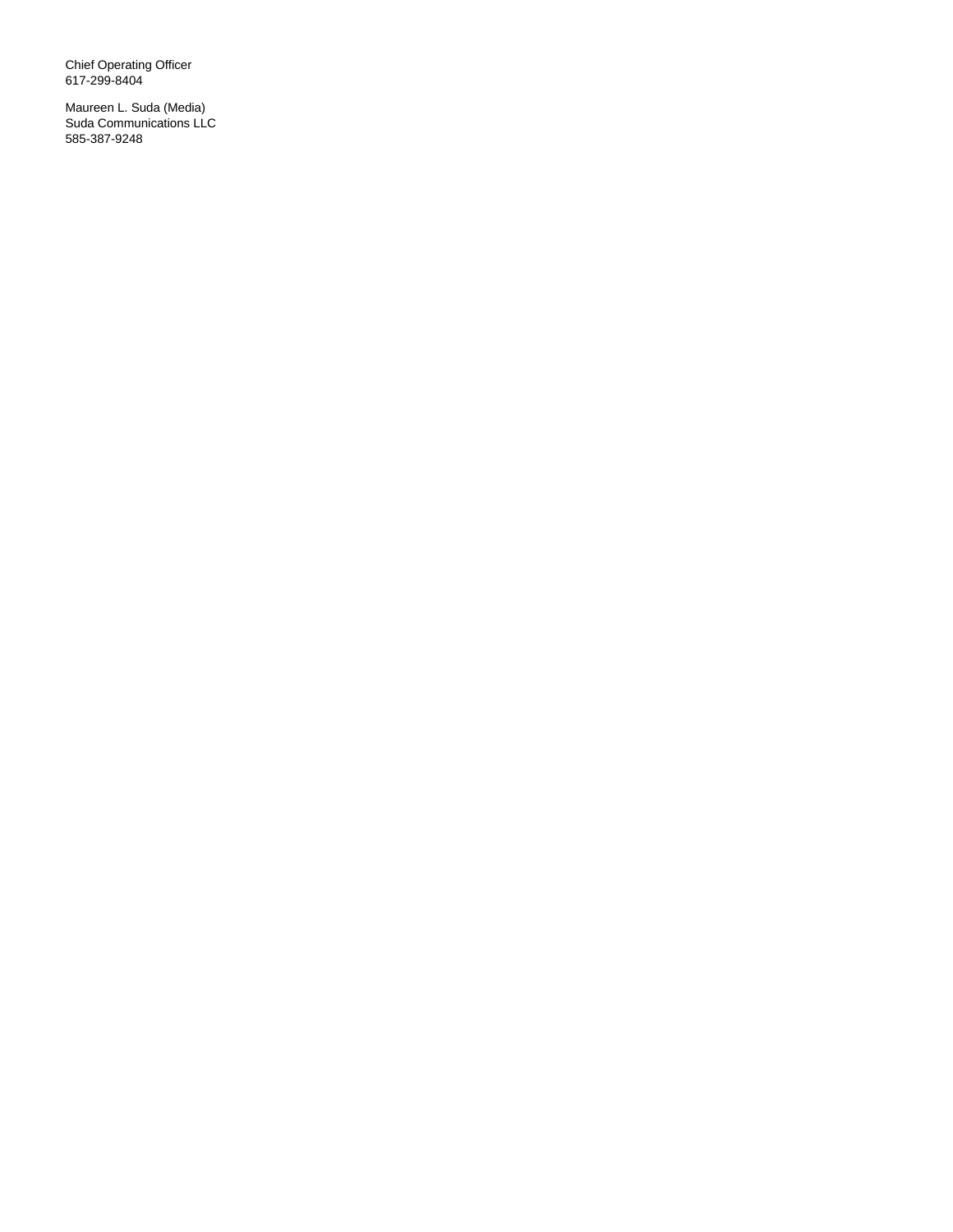Chief Operating Officer
617-299-8404

Maureen L. Suda (Media)
Suda Communications LLC
585-387-9248